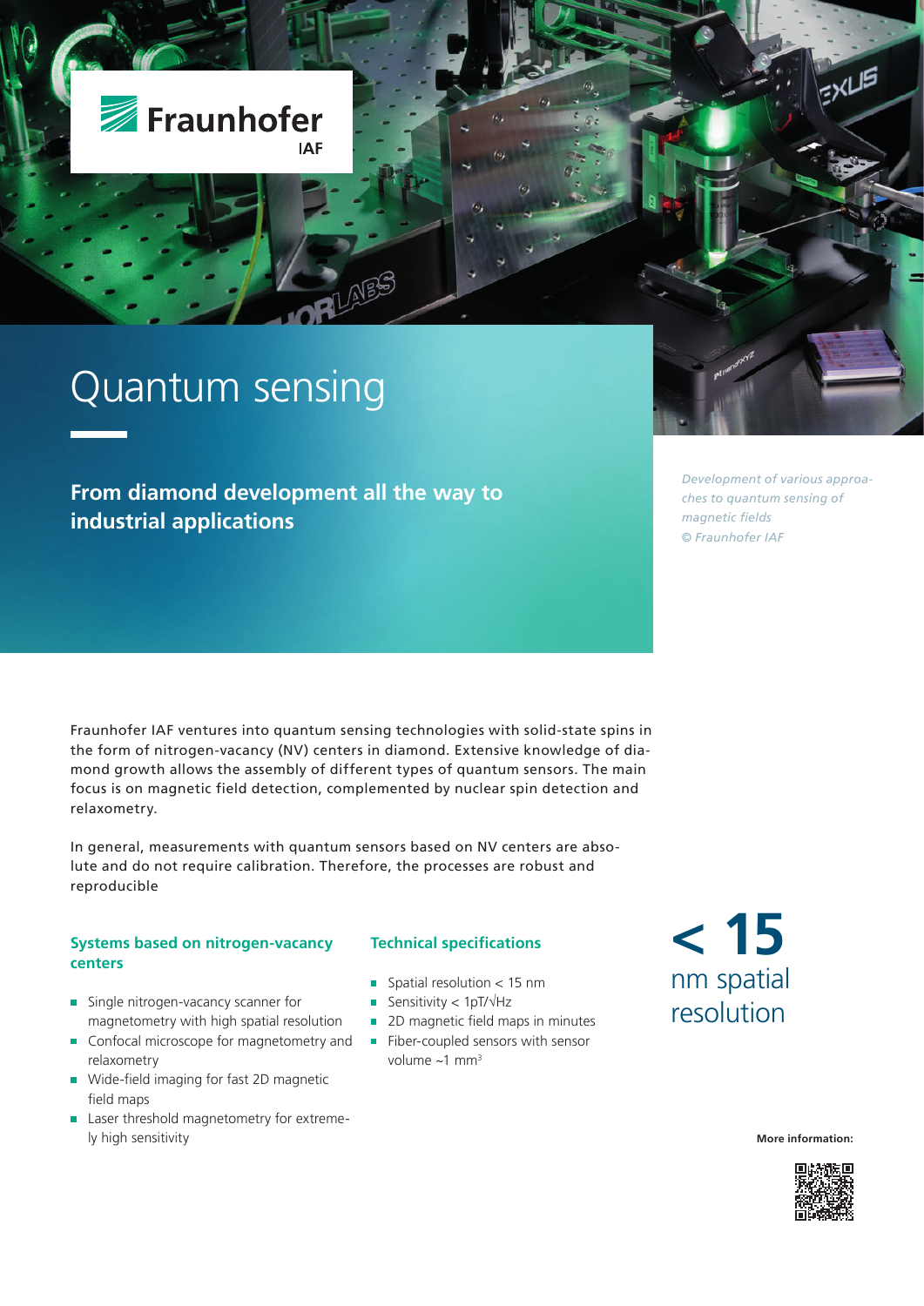Fraunhofer IAF

# Quantum sensing

## From diamond development all the way to industrial applications

*Development of various approaches to quantum sensing of magnetic fields © Fraunhofer IAF*

Fraunhofer IAF ventures into quantum sensing technologies with solid-state spins in the form of nitrogen-vacancy (NV) centers in diamond. Extensive knowledge of diamond growth allows the assembly of different types of quantum sensors. The main focus is on magnetic field detection, complemented by nuclear spin detection and relaxometry.

In general, measurements with quantum sensors based on NV centers are absolute and do not require calibration. Therefore, the processes are robust and reproducible

### Systems based on nitrogen-vacancy centers

- Single nitrogen-vacancy scanner for magnetometry with high spatial resolution
- Confocal microscope for magnetometry and relaxometry
- Wide-field imaging for fast 2D magnetic field maps
- Laser threshold magnetometry for extremely high sensitivity

### Technical specifications

- Spatial resolution < 15 nm
- Sensitivity < 1pT/√Hz
- 2D magnetic field maps in minutes
- Fiber-coupled sensors with sensor volume ~1 mm³

**< 15**
nm spatial resolution

**More information:**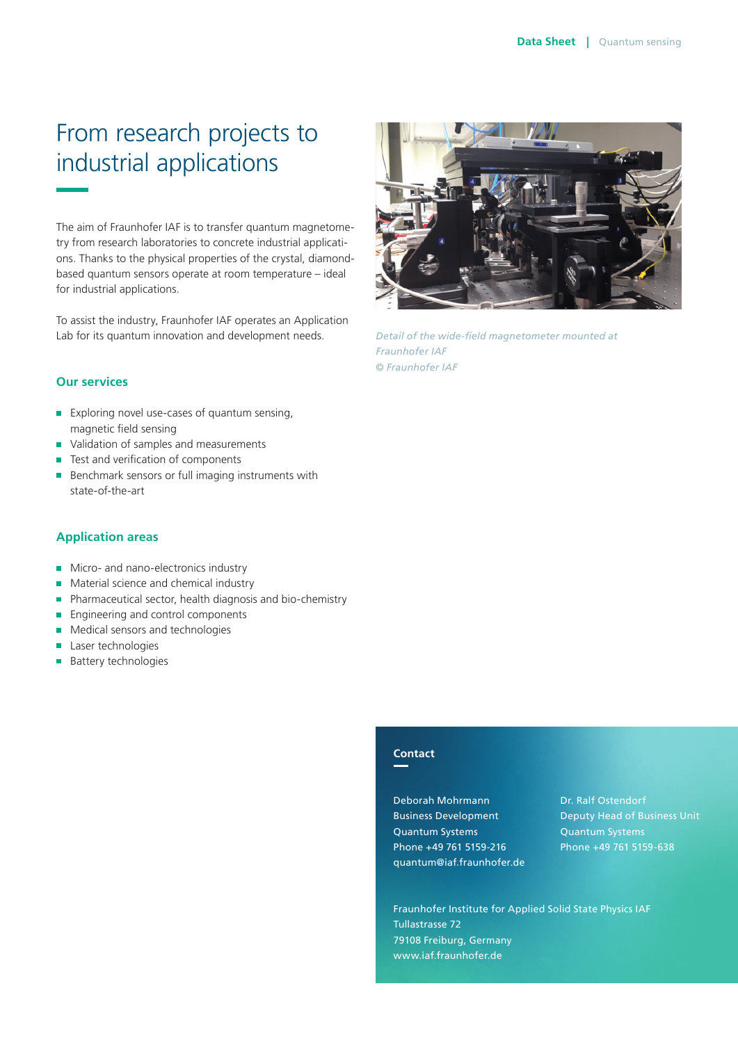# From research projects to industrial applications

The aim of Fraunhofer IAF is to transfer quantum magnetometry from research laboratories to concrete industrial applications. Thanks to the physical properties of the crystal, diamond-based quantum sensors operate at room temperature – ideal for industrial applications.

To assist the industry, Fraunhofer IAF operates an Application Lab for its quantum innovation and development needs.

*Detail of the wide-field magnetometer mounted at Fraunhofer IAF*
*© Fraunhofer IAF*

## Our services

- Exploring novel use-cases of quantum sensing, magnetic field sensing
- Validation of samples and measurements
- Test and verification of components
- Benchmark sensors or full imaging instruments with state-of-the-art

## Application areas

- Micro- and nano-electronics industry
- Material science and chemical industry
- Pharmaceutical sector, health diagnosis and bio-chemistry
- Engineering and control components
- Medical sensors and technologies
- Laser technologies
- Battery technologies

## Contact

Deborah Mohrmann
Business Development
Quantum Systems
Phone +49 761 5159-216
quantum@iaf.fraunhofer.de

Dr. Ralf Ostendorf
Deputy Head of Business Unit
Quantum Systems
Phone +49 761 5159-638

Fraunhofer Institute for Applied Solid State Physics IAF
Tullastrasse 72
79108 Freiburg, Germany
www.iaf.fraunhofer.de